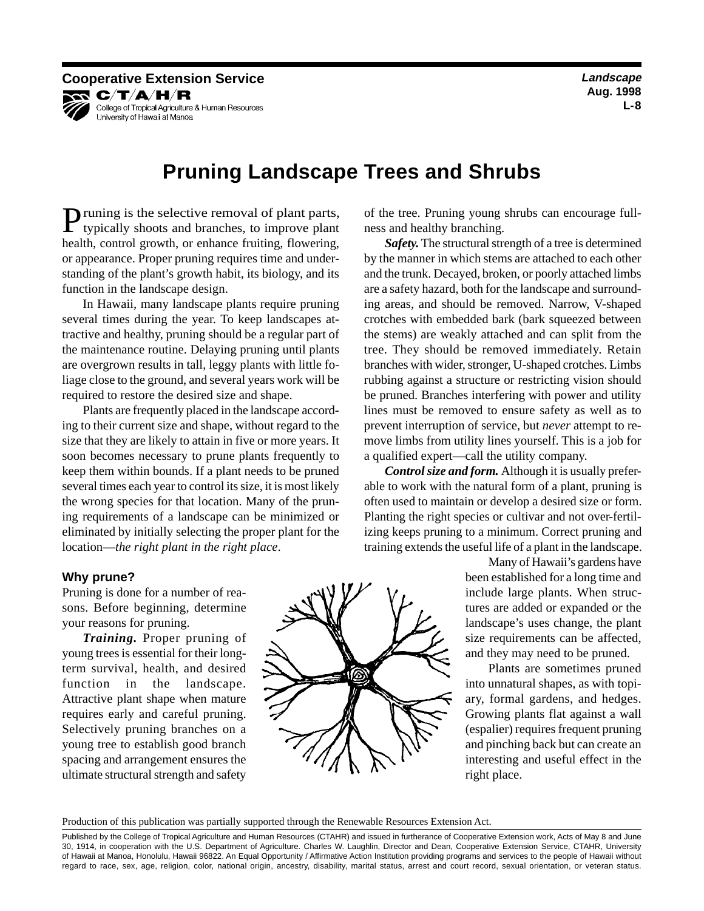Cooperative Extension Service

C/T/A/H/R

College of Tropical Agriculture & Human Resources
University of Hawaii at Manoa

*Landscape*
**Aug. 1998**
**L-8**

# Pruning Landscape Trees and Shrubs

Pruning is the selective removal of plant parts, typically shoots and branches, to improve plant health, control growth, or enhance fruiting, flowering, or appearance. Proper pruning requires time and understanding of the plant's growth habit, its biology, and its function in the landscape design.

In Hawaii, many landscape plants require pruning several times during the year. To keep landscapes attractive and healthy, pruning should be a regular part of the maintenance routine. Delaying pruning until plants are overgrown results in tall, leggy plants with little foliage close to the ground, and several years work will be required to restore the desired size and shape.

Plants are frequently placed in the landscape according to their current size and shape, without regard to the size that they are likely to attain in five or more years. It soon becomes necessary to prune plants frequently to keep them within bounds. If a plant needs to be pruned several times each year to control its size, it is most likely the wrong species for that location. Many of the pruning requirements of a landscape can be minimized or eliminated by initially selecting the proper plant for the location—*the right plant in the right place*.

### Why prune?

Pruning is done for a number of reasons. Before beginning, determine your reasons for pruning.

***Training.*** Proper pruning of young trees is essential for their long-term survival, health, and desired function in the landscape. Attractive plant shape when mature requires early and careful pruning. Selectively pruning branches on a young tree to establish good branch spacing and arrangement ensures the ultimate structural strength and safety of the tree. Pruning young shrubs can encourage fullness and healthy branching.

***Safety.*** The structural strength of a tree is determined by the manner in which stems are attached to each other and the trunk. Decayed, broken, or poorly attached limbs are a safety hazard, both for the landscape and surrounding areas, and should be removed. Narrow, V-shaped crotches with embedded bark (bark squeezed between the stems) are weakly attached and can split from the tree. They should be removed immediately. Retain branches with wider, stronger, U-shaped crotches. Limbs rubbing against a structure or restricting vision should be pruned. Branches interfering with power and utility lines must be removed to ensure safety as well as to prevent interruption of service, but *never* attempt to remove limbs from utility lines yourself. This is a job for a qualified expert—call the utility company.

***Control size and form.*** Although it is usually preferable to work with the natural form of a plant, pruning is often used to maintain or develop a desired size or form. Planting the right species or cultivar and not over-fertilizing keeps pruning to a minimum. Correct pruning and training extends the useful life of a plant in the landscape.

Many of Hawaii's gardens have been established for a long time and include large plants. When structures are added or expanded or the landscape's uses change, the plant size requirements can be affected, and they may need to be pruned.

Plants are sometimes pruned into unnatural shapes, as with topiary, formal gardens, and hedges. Growing plants flat against a wall (espalier) requires frequent pruning and pinching back but can create an interesting and useful effect in the right place.

Production of this publication was partially supported through the Renewable Resources Extension Act.

Published by the College of Tropical Agriculture and Human Resources (CTAHR) and issued in furtherance of Cooperative Extension work, Acts of May 8 and June 30, 1914, in cooperation with the U.S. Department of Agriculture. Charles W. Laughlin, Director and Dean, Cooperative Extension Service, CTAHR, University of Hawaii at Manoa, Honolulu, Hawaii 96822. An Equal Opportunity / Affirmative Action Institution providing programs and services to the people of Hawaii without regard to race, sex, age, religion, color, national origin, ancestry, disability, marital status, arrest and court record, sexual orientation, or veteran status.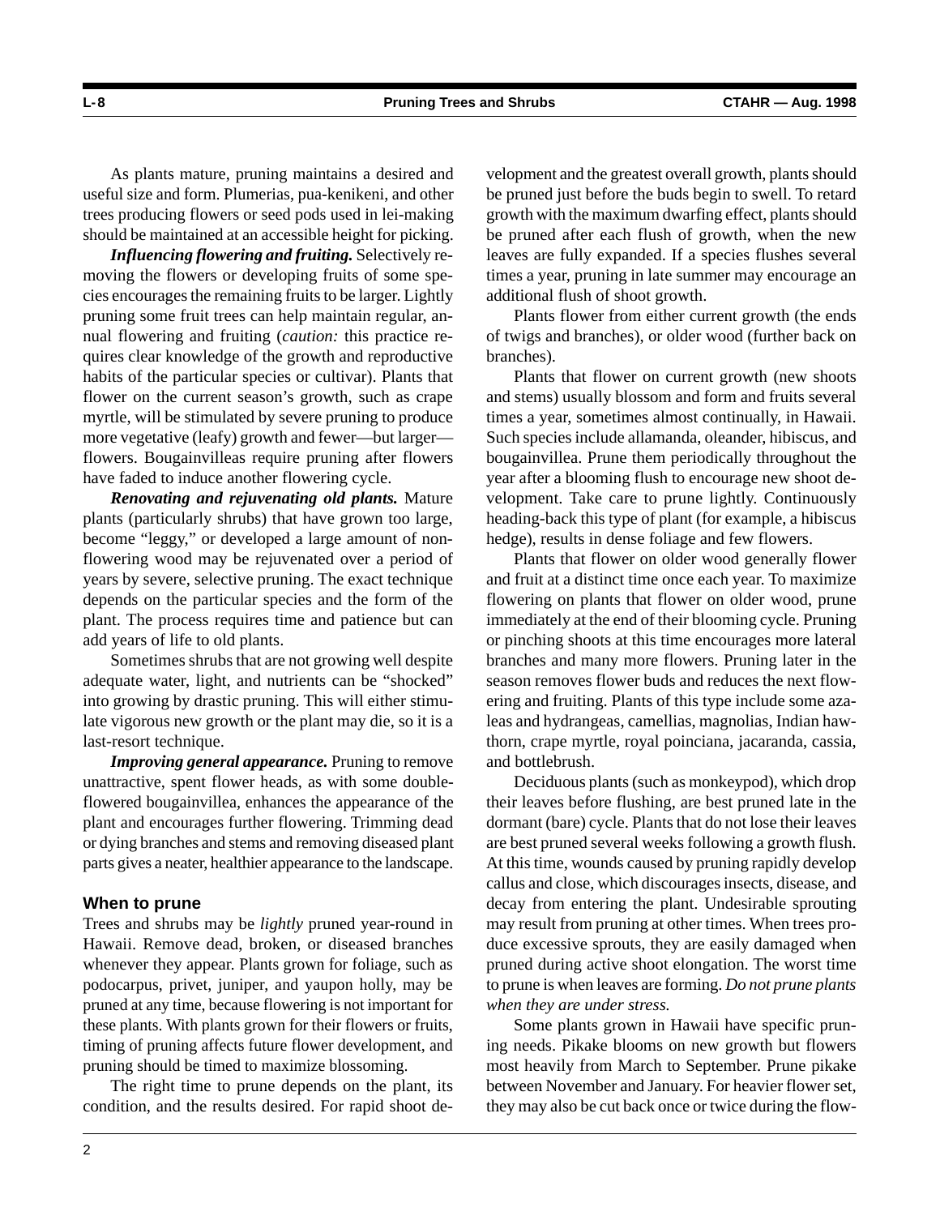As plants mature, pruning maintains a desired and useful size and form. Plumerias, pua-kenikeni, and other trees producing flowers or seed pods used in lei-making should be maintained at an accessible height for picking.

***Influencing flowering and fruiting.*** Selectively removing the flowers or developing fruits of some species encourages the remaining fruits to be larger. Lightly pruning some fruit trees can help maintain regular, annual flowering and fruiting (*caution:* this practice requires clear knowledge of the growth and reproductive habits of the particular species or cultivar). Plants that flower on the current season's growth, such as crape myrtle, will be stimulated by severe pruning to produce more vegetative (leafy) growth and fewer—but larger—flowers. Bougainvilleas require pruning after flowers have faded to induce another flowering cycle.

***Renovating and rejuvenating old plants.*** Mature plants (particularly shrubs) that have grown too large, become "leggy," or developed a large amount of non-flowering wood may be rejuvenated over a period of years by severe, selective pruning. The exact technique depends on the particular species and the form of the plant. The process requires time and patience but can add years of life to old plants.

Sometimes shrubs that are not growing well despite adequate water, light, and nutrients can be "shocked" into growing by drastic pruning. This will either stimulate vigorous new growth or the plant may die, so it is a last-resort technique.

***Improving general appearance.*** Pruning to remove unattractive, spent flower heads, as with some double-flowered bougainvillea, enhances the appearance of the plant and encourages further flowering. Trimming dead or dying branches and stems and removing diseased plant parts gives a neater, healthier appearance to the landscape.

## When to prune

Trees and shrubs may be *lightly* pruned year-round in Hawaii. Remove dead, broken, or diseased branches whenever they appear. Plants grown for foliage, such as podocarpus, privet, juniper, and yaupon holly, may be pruned at any time, because flowering is not important for these plants. With plants grown for their flowers or fruits, timing of pruning affects future flower development, and pruning should be timed to maximize blossoming.

The right time to prune depends on the plant, its condition, and the results desired. For rapid shoot development and the greatest overall growth, plants should be pruned just before the buds begin to swell. To retard growth with the maximum dwarfing effect, plants should be pruned after each flush of growth, when the new leaves are fully expanded. If a species flushes several times a year, pruning in late summer may encourage an additional flush of shoot growth.

Plants flower from either current growth (the ends of twigs and branches), or older wood (further back on branches).

Plants that flower on current growth (new shoots and stems) usually blossom and form and fruits several times a year, sometimes almost continually, in Hawaii. Such species include allamanda, oleander, hibiscus, and bougainvillea. Prune them periodically throughout the year after a blooming flush to encourage new shoot development. Take care to prune lightly. Continuously heading-back this type of plant (for example, a hibiscus hedge), results in dense foliage and few flowers.

Plants that flower on older wood generally flower and fruit at a distinct time once each year. To maximize flowering on plants that flower on older wood, prune immediately at the end of their blooming cycle. Pruning or pinching shoots at this time encourages more lateral branches and many more flowers. Pruning later in the season removes flower buds and reduces the next flowering and fruiting. Plants of this type include some azaleas and hydrangeas, camellias, magnolias, Indian hawthorn, crape myrtle, royal poinciana, jacaranda, cassia, and bottlebrush.

Deciduous plants (such as monkeypod), which drop their leaves before flushing, are best pruned late in the dormant (bare) cycle. Plants that do not lose their leaves are best pruned several weeks following a growth flush. At this time, wounds caused by pruning rapidly develop callus and close, which discourages insects, disease, and decay from entering the plant. Undesirable sprouting may result from pruning at other times. When trees produce excessive sprouts, they are easily damaged when pruned during active shoot elongation. The worst time to prune is when leaves are forming. *Do not prune plants when they are under stress.*

Some plants grown in Hawaii have specific pruning needs. Pikake blooms on new growth but flowers most heavily from March to September. Prune pikake between November and January. For heavier flower set, they may also be cut back once or twice during the flow-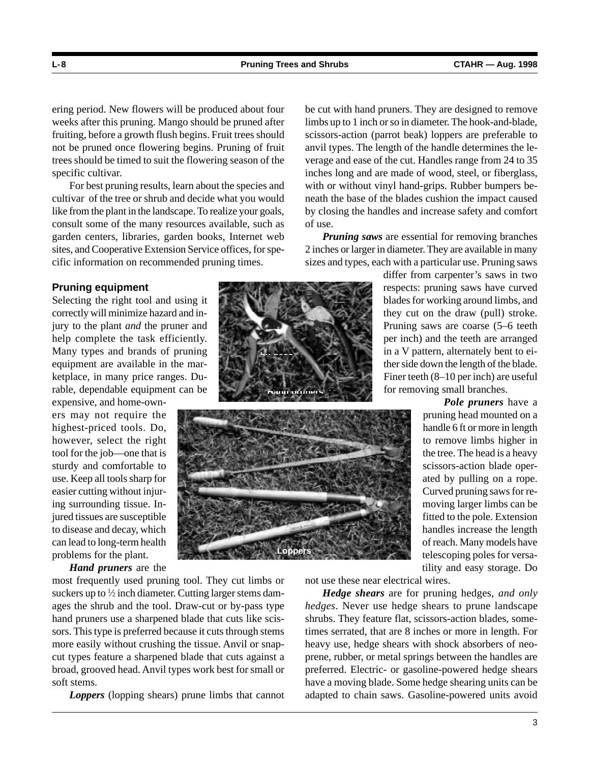ering period. New flowers will be produced about four weeks after this pruning. Mango should be pruned after fruiting, before a growth flush begins. Fruit trees should not be pruned once flowering begins. Pruning of fruit trees should be timed to suit the flowering season of the specific cultivar.

For best pruning results, learn about the species and cultivar of the tree or shrub and decide what you would like from the plant in the landscape. To realize your goals, consult some of the many resources available, such as garden centers, libraries, garden books, Internet web sites, and Cooperative Extension Service offices, for specific information on recommended pruning times.

### Pruning equipment

Selecting the right tool and using it correctly will minimize hazard and injury to the plant *and* the pruner and help complete the task efficiently. Many types and brands of pruning equipment are available in the marketplace, in many price ranges. Durable, dependable equipment can be expensive, and home-owners may not require the highest-priced tools. Do, however, select the right tool for the job—one that is sturdy and comfortable to use. Keep all tools sharp for easier cutting without injuring surrounding tissue. Injured tissues are susceptible to disease and decay, which can lead to long-term health problems for the plant.

Hand pruners

Loppers

***Hand pruners*** are the most frequently used pruning tool. They cut limbs or suckers up to ½ inch diameter. Cutting larger stems damages the shrub and the tool. Draw-cut or by-pass type hand pruners use a sharpened blade that cuts like scissors. This type is preferred because it cuts through stems more easily without crushing the tissue. Anvil or snap-cut types feature a sharpened blade that cuts against a broad, grooved head. Anvil types work best for small or soft stems.

***Loppers*** (lopping shears) prune limbs that cannot be cut with hand pruners. They are designed to remove limbs up to 1 inch or so in diameter. The hook-and-blade, scissors-action (parrot beak) loppers are preferable to anvil types. The length of the handle determines the leverage and ease of the cut. Handles range from 24 to 35 inches long and are made of wood, steel, or fiberglass, with or without vinyl hand-grips. Rubber bumpers beneath the base of the blades cushion the impact caused by closing the handles and increase safety and comfort of use.

***Pruning saws*** are essential for removing branches 2 inches or larger in diameter. They are available in many sizes and types, each with a particular use. Pruning saws differ from carpenter's saws in two respects: pruning saws have curved blades for working around limbs, and they cut on the draw (pull) stroke. Pruning saws are coarse (5–6 teeth per inch) and the teeth are arranged in a V pattern, alternately bent to either side down the length of the blade. Finer teeth (8–10 per inch) are useful for removing small branches.

***Pole pruners*** have a pruning head mounted on a handle 6 ft or more in length to remove limbs higher in the tree. The head is a heavy scissors-action blade operated by pulling on a rope. Curved pruning saws for removing larger limbs can be fitted to the pole. Extension handles increase the length of reach. Many models have telescoping poles for versatility and easy storage. Do not use these near electrical wires.

***Hedge shears*** are for pruning hedges, *and only hedges*. Never use hedge shears to prune landscape shrubs. They feature flat, scissors-action blades, sometimes serrated, that are 8 inches or more in length. For heavy use, hedge shears with shock absorbers of neoprene, rubber, or metal springs between the handles are preferred. Electric- or gasoline-powered hedge shears have a moving blade. Some hedge shearing units can be adapted to chain saws. Gasoline-powered units avoid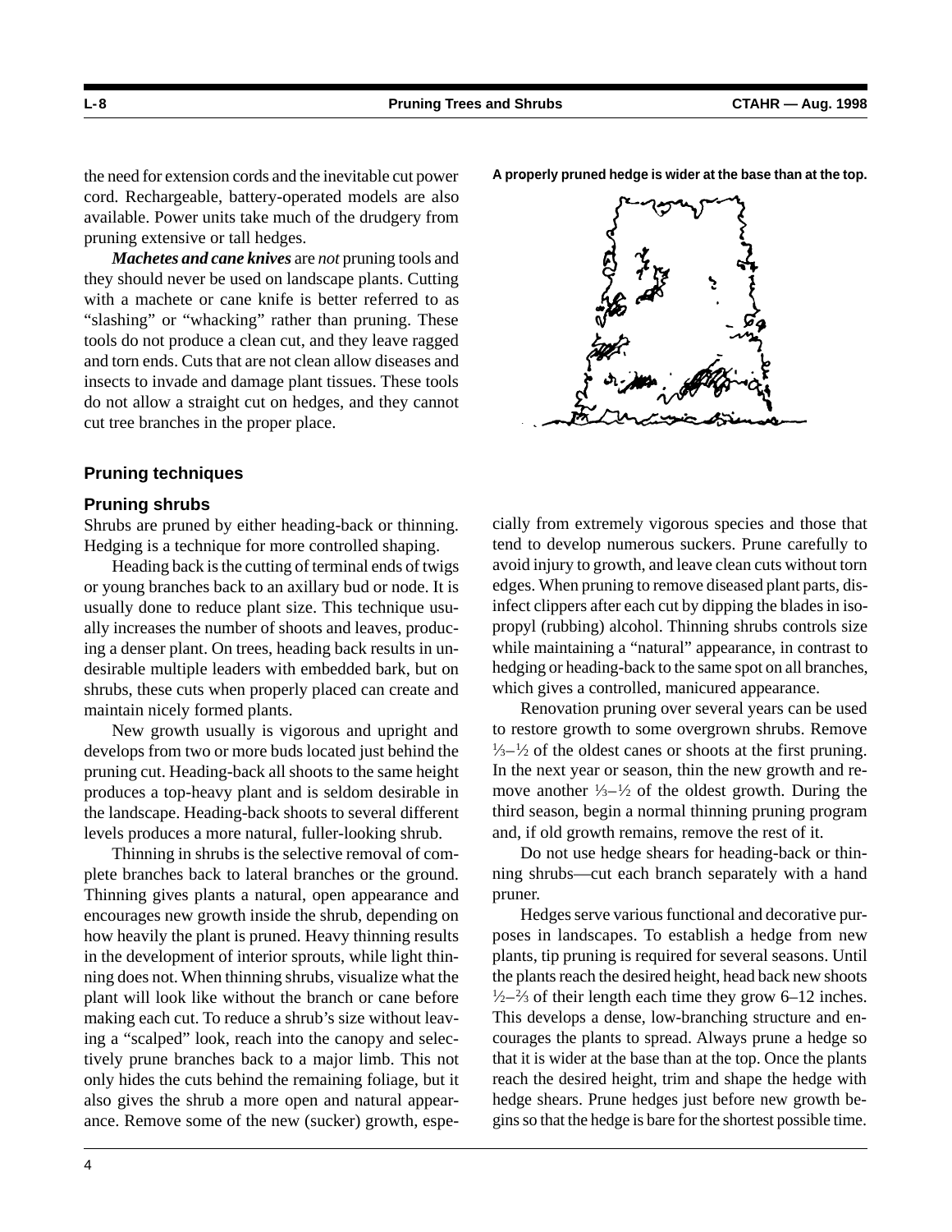the need for extension cords and the inevitable cut power cord. Rechargeable, battery-operated models are also available. Power units take much of the drudgery from pruning extensive or tall hedges.

***Machetes and cane knives*** are *not* pruning tools and they should never be used on landscape plants. Cutting with a machete or cane knife is better referred to as "slashing" or "whacking" rather than pruning. These tools do not produce a clean cut, and they leave ragged and torn ends. Cuts that are not clean allow diseases and insects to invade and damage plant tissues. These tools do not allow a straight cut on hedges, and they cannot cut tree branches in the proper place.

**A properly pruned hedge is wider at the base than at the top.**

## Pruning techniques

### Pruning shrubs

Shrubs are pruned by either heading-back or thinning. Hedging is a technique for more controlled shaping.

Heading back is the cutting of terminal ends of twigs or young branches back to an axillary bud or node. It is usually done to reduce plant size. This technique usually increases the number of shoots and leaves, producing a denser plant. On trees, heading back results in undesirable multiple leaders with embedded bark, but on shrubs, these cuts when properly placed can create and maintain nicely formed plants.

New growth usually is vigorous and upright and develops from two or more buds located just behind the pruning cut. Heading-back all shoots to the same height produces a top-heavy plant and is seldom desirable in the landscape. Heading-back shoots to several different levels produces a more natural, fuller-looking shrub.

Thinning in shrubs is the selective removal of complete branches back to lateral branches or the ground. Thinning gives plants a natural, open appearance and encourages new growth inside the shrub, depending on how heavily the plant is pruned. Heavy thinning results in the development of interior sprouts, while light thinning does not. When thinning shrubs, visualize what the plant will look like without the branch or cane before making each cut. To reduce a shrub's size without leaving a "scalped" look, reach into the canopy and selectively prune branches back to a major limb. This not only hides the cuts behind the remaining foliage, but it also gives the shrub a more open and natural appearance. Remove some of the new (sucker) growth, especially from extremely vigorous species and those that tend to develop numerous suckers. Prune carefully to avoid injury to growth, and leave clean cuts without torn edges. When pruning to remove diseased plant parts, disinfect clippers after each cut by dipping the blades in isopropyl (rubbing) alcohol. Thinning shrubs controls size while maintaining a "natural" appearance, in contrast to hedging or heading-back to the same spot on all branches, which gives a controlled, manicured appearance.

Renovation pruning over several years can be used to restore growth to some overgrown shrubs. Remove ⅓–½ of the oldest canes or shoots at the first pruning. In the next year or season, thin the new growth and remove another ⅓–½ of the oldest growth. During the third season, begin a normal thinning pruning program and, if old growth remains, remove the rest of it.

Do not use hedge shears for heading-back or thinning shrubs—cut each branch separately with a hand pruner.

Hedges serve various functional and decorative purposes in landscapes. To establish a hedge from new plants, tip pruning is required for several seasons. Until the plants reach the desired height, head back new shoots ½–⅔ of their length each time they grow 6–12 inches. This develops a dense, low-branching structure and encourages the plants to spread. Always prune a hedge so that it is wider at the base than at the top. Once the plants reach the desired height, trim and shape the hedge with hedge shears. Prune hedges just before new growth begins so that the hedge is bare for the shortest possible time.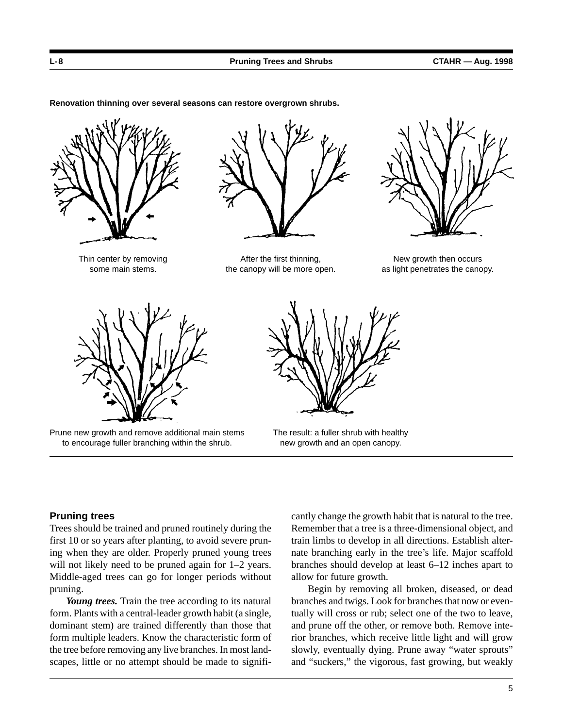**Renovation thinning over several seasons can restore overgrown shrubs.**

Thin center by removing some main stems.

After the first thinning, the canopy will be more open.

New growth then occurs as light penetrates the canopy.

Prune new growth and remove additional main stems to encourage fuller branching within the shrub.

The result: a fuller shrub with healthy new growth and an open canopy.

### Pruning trees

Trees should be trained and pruned routinely during the first 10 or so years after planting, to avoid severe pruning when they are older. Properly pruned young trees will not likely need to be pruned again for 1–2 years. Middle-aged trees can go for longer periods without pruning.

***Young trees.*** Train the tree according to its natural form. Plants with a central-leader growth habit (a single, dominant stem) are trained differently than those that form multiple leaders. Know the characteristic form of the tree before removing any live branches. In most landscapes, little or no attempt should be made to significantly change the growth habit that is natural to the tree. Remember that a tree is a three-dimensional object, and train limbs to develop in all directions. Establish alternate branching early in the tree's life. Major scaffold branches should develop at least 6–12 inches apart to allow for future growth.

Begin by removing all broken, diseased, or dead branches and twigs. Look for branches that now or eventually will cross or rub; select one of the two to leave, and prune off the other, or remove both. Remove interior branches, which receive little light and will grow slowly, eventually dying. Prune away "water sprouts" and "suckers," the vigorous, fast growing, but weakly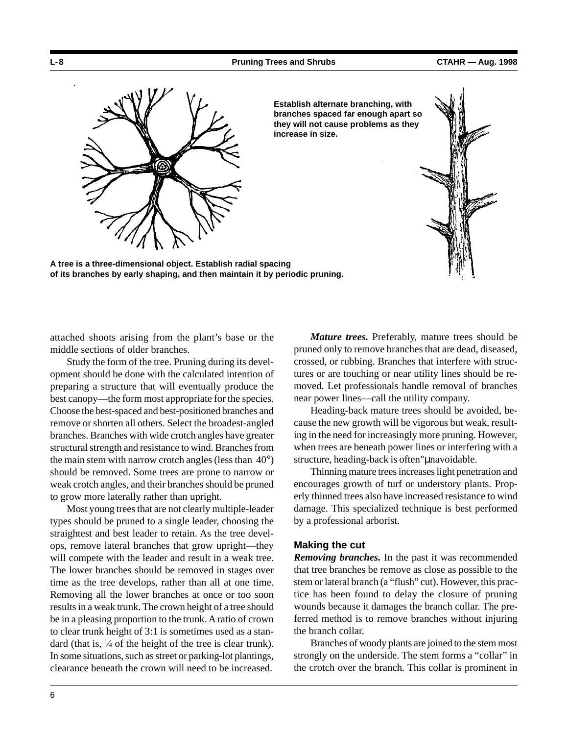Establish alternate branching, with branches spaced far enough apart so they will not cause problems as they increase in size.

A tree is a three-dimensional object. Establish radial spacing of its branches by early shaping, and then maintain it by periodic pruning.

attached shoots arising from the plant's base or the middle sections of older branches.

Study the form of the tree. Pruning during its development should be done with the calculated intention of preparing a structure that will eventually produce the best canopy—the form most appropriate for the species. Choose the best-spaced and best-positioned branches and remove or shorten all others. Select the broadest-angled branches. Branches with wide crotch angles have greater structural strength and resistance to wind. Branches from the main stem with narrow crotch angles (less than 40°) should be removed. Some trees are prone to narrow or weak crotch angles, and their branches should be pruned to grow more laterally rather than upright.

Most young trees that are not clearly multiple-leader types should be pruned to a single leader, choosing the straightest and best leader to retain. As the tree develops, remove lateral branches that grow upright—they will compete with the leader and result in a weak tree. The lower branches should be removed in stages over time as the tree develops, rather than all at one time. Removing all the lower branches at once or too soon results in a weak trunk. The crown height of a tree should be in a pleasing proportion to the trunk. A ratio of crown to clear trunk height of 3:1 is sometimes used as a standard (that is, ¼ of the height of the tree is clear trunk). In some situations, such as street or parking-lot plantings, clearance beneath the crown will need to be increased.

***Mature trees.*** Preferably, mature trees should be pruned only to remove branches that are dead, diseased, crossed, or rubbing. Branches that interfere with structures or are touching or near utility lines should be removed. Let professionals handle removal of branches near power lines—call the utility company.

Heading-back mature trees should be avoided, because the new growth will be vigorous but weak, resulting in the need for increasingly more pruning. However, when trees are beneath power lines or interfering with a structure, heading-back is often"µnavoidable.

Thinning mature trees increases light penetration and encourages growth of turf or understory plants. Properly thinned trees also have increased resistance to wind damage. This specialized technique is best performed by a professional arborist.

### Making the cut

***Removing branches.*** In the past it was recommended that tree branches be remove as close as possible to the stem or lateral branch (a "flush" cut). However, this practice has been found to delay the closure of pruning wounds because it damages the branch collar. The preferred method is to remove branches without injuring the branch collar.

Branches of woody plants are joined to the stem most strongly on the underside. The stem forms a "collar" in the crotch over the branch. This collar is prominent in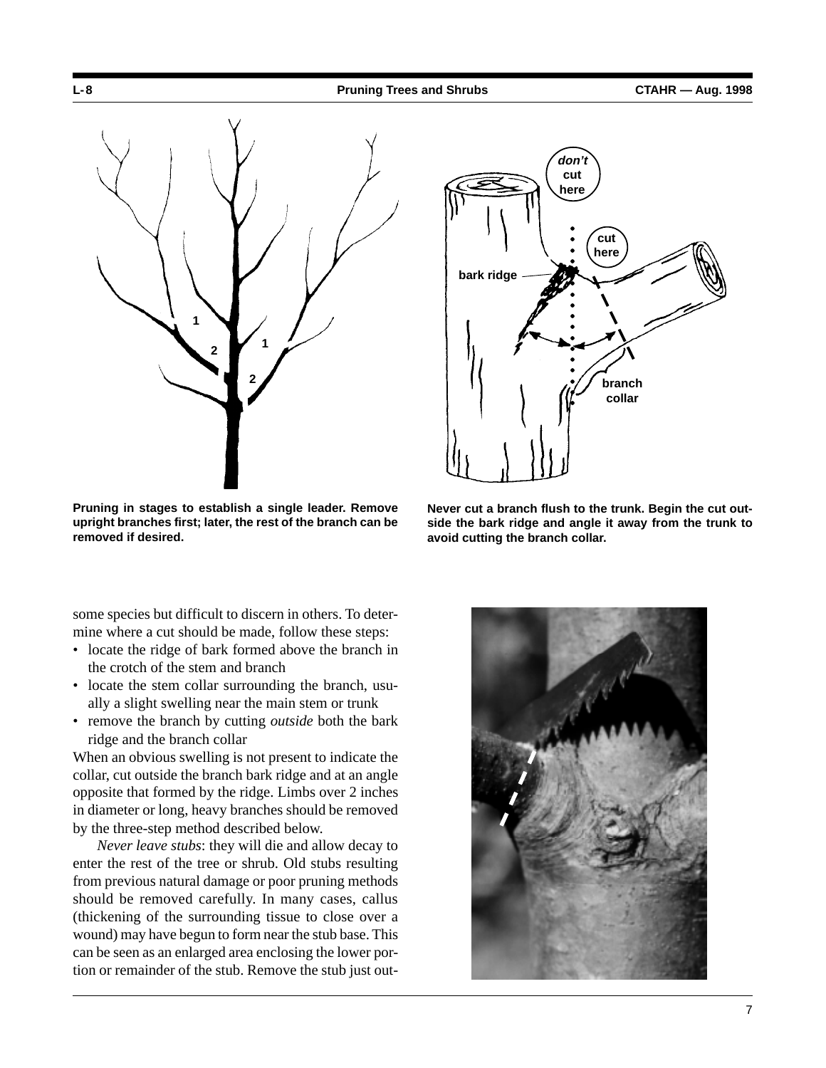1
2
1
2

Pruning in stages to establish a single leader. Remove upright branches first; later, the rest of the branch can be removed if desired.

don't cut here
cut here
bark ridge
branch collar

Never cut a branch flush to the trunk. Begin the cut outside the bark ridge and angle it away from the trunk to avoid cutting the branch collar.

some species but difficult to discern in others. To determine where a cut should be made, follow these steps:

- locate the ridge of bark formed above the branch in the crotch of the stem and branch
- locate the stem collar surrounding the branch, usually a slight swelling near the main stem or trunk
- remove the branch by cutting *outside* both the bark ridge and the branch collar

When an obvious swelling is not present to indicate the collar, cut outside the branch bark ridge and at an angle opposite that formed by the ridge. Limbs over 2 inches in diameter or long, heavy branches should be removed by the three-step method described below.

*Never leave stubs*: they will die and allow decay to enter the rest of the tree or shrub. Old stubs resulting from previous natural damage or poor pruning methods should be removed carefully. In many cases, callus (thickening of the surrounding tissue to close over a wound) may have begun to form near the stub base. This can be seen as an enlarged area enclosing the lower portion or remainder of the stub. Remove the stub just out-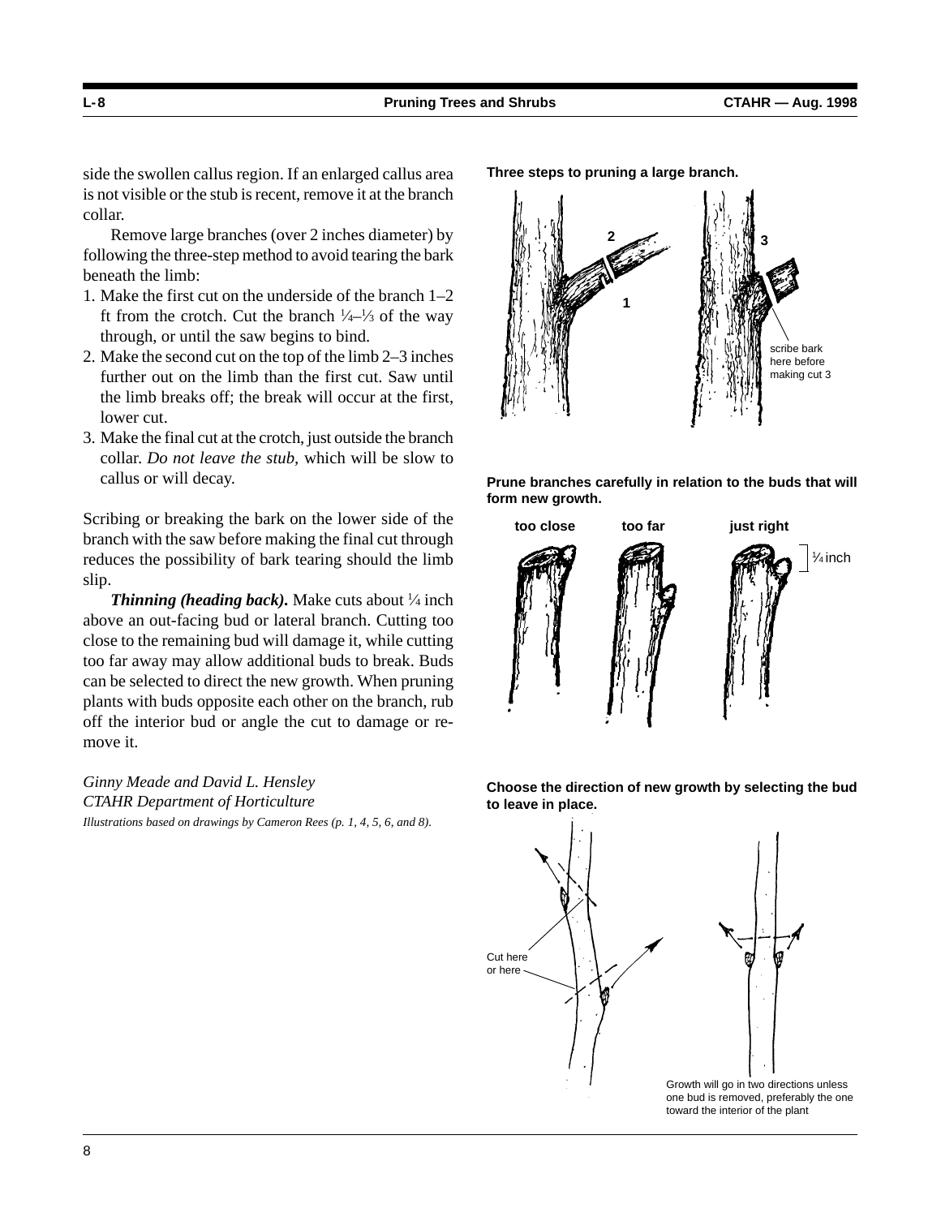side the swollen callus region. If an enlarged callus area is not visible or the stub is recent, remove it at the branch collar.

Remove large branches (over 2 inches diameter) by following the three-step method to avoid tearing the bark beneath the limb:

1. Make the first cut on the underside of the branch 1–2 ft from the crotch. Cut the branch ¼–⅓ of the way through, or until the saw begins to bind.
2. Make the second cut on the top of the limb 2–3 inches further out on the limb than the first cut. Saw until the limb breaks off; the break will occur at the first, lower cut.
3. Make the final cut at the crotch, just outside the branch collar. *Do not leave the stub,* which will be slow to callus or will decay.

Scribing or breaking the bark on the lower side of the branch with the saw before making the final cut through reduces the possibility of bark tearing should the limb slip.

***Thinning (heading back).*** Make cuts about ¼ inch above an out-facing bud or lateral branch. Cutting too close to the remaining bud will damage it, while cutting too far away may allow additional buds to break. Buds can be selected to direct the new growth. When pruning plants with buds opposite each other on the branch, rub off the interior bud or angle the cut to damage or remove it.

*Ginny Meade and David L. Hensley*
*CTAHR Department of Horticulture*
*Illustrations based on drawings by Cameron Rees (p. 1, 4, 5, 6, and 8).*

**Three steps to pruning a large branch.**

2
1
3
scribe bark here before making cut 3

**Prune branches carefully in relation to the buds that will form new growth.**

too close
too far
just right
¼ inch

**Choose the direction of new growth by selecting the bud to leave in place.**

Cut here or here

Growth will go in two directions unless one bud is removed, preferably the one toward the interior of the plant